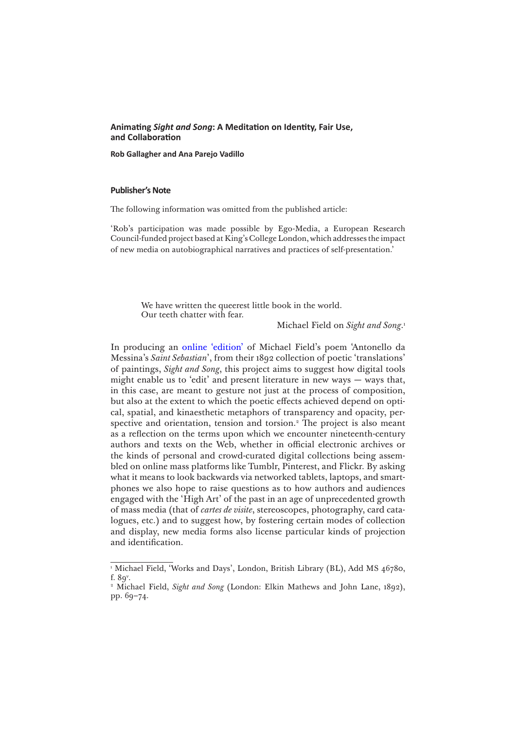# Animating *Sight and Song*: A Meditation on Identity, Fair Use, and Collaboration

**Rob Gallagher and Ana Parejo Vadillo**

## Publisher's Note

The following information was omitted from the published article:

'Rob's participation was made possible by Ego-Media, a European Research Council-funded project based at King's College London, which addresses the impact of new media on autobiographical narratives and practices of self-presentation.'

> We have written the queerest little book in the world.
> Our teeth chatter with fear.
>
> Michael Field on *Sight and Song*.[1]

In producing an online 'edition' of Michael Field's poem 'Antonello da Messina's *Saint Sebastian*', from their 1892 collection of poetic 'translations' of paintings, *Sight and Song*, this project aims to suggest how digital tools might enable us to 'edit' and present literature in new ways — ways that, in this case, are meant to gesture not just at the process of composition, but also at the extent to which the poetic effects achieved depend on optical, spatial, and kinaesthetic metaphors of transparency and opacity, perspective and orientation, tension and torsion.[2] The project is also meant as a reflection on the terms upon which we encounter nineteenth-century authors and texts on the Web, whether in official electronic archives or the kinds of personal and crowd-curated digital collections being assembled on online mass platforms like Tumblr, Pinterest, and Flickr. By asking what it means to look backwards via networked tablets, laptops, and smartphones we also hope to raise questions as to how authors and audiences engaged with the 'High Art' of the past in an age of unprecedented growth of mass media (that of *cartes de visite*, stereoscopes, photography, card catalogues, etc.) and to suggest how, by fostering certain modes of collection and display, new media forms also license particular kinds of projection and identification.

---

[1] Michael Field, 'Works and Days', London, British Library (BL), Add MS 46780, f. 89v.

[2] Michael Field, *Sight and Song* (London: Elkin Mathews and John Lane, 1892), pp. 69–74.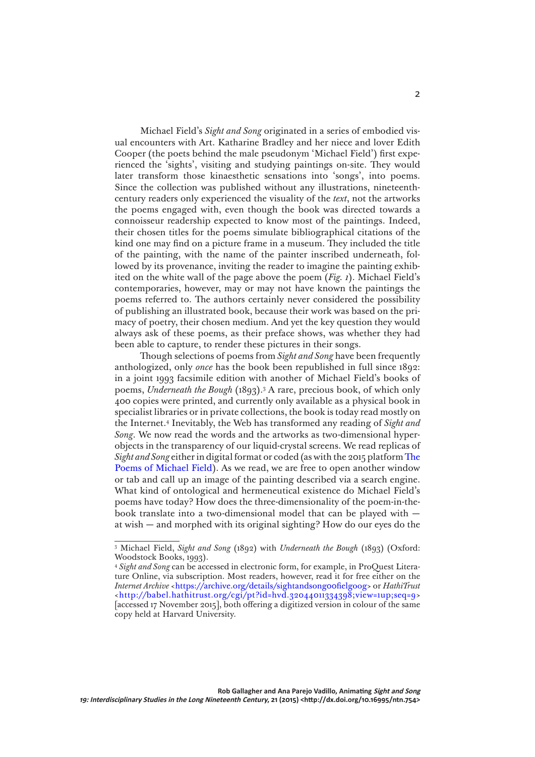Michael Field's *Sight and Song* originated in a series of embodied visual encounters with Art. Katharine Bradley and her niece and lover Edith Cooper (the poets behind the male pseudonym 'Michael Field') first experienced the 'sights', visiting and studying paintings on-site. They would later transform those kinaesthetic sensations into 'songs', into poems. Since the collection was published without any illustrations, nineteenth-century readers only experienced the visuality of the *text*, not the artworks the poems engaged with, even though the book was directed towards a connoisseur readership expected to know most of the paintings. Indeed, their chosen titles for the poems simulate bibliographical citations of the kind one may find on a picture frame in a museum. They included the title of the painting, with the name of the painter inscribed underneath, followed by its provenance, inviting the reader to imagine the painting exhibited on the white wall of the page above the poem (*Fig. 1*). Michael Field's contemporaries, however, may or may not have known the paintings the poems referred to. The authors certainly never considered the possibility of publishing an illustrated book, because their work was based on the primacy of poetry, their chosen medium. And yet the key question they would always ask of these poems, as their preface shows, was whether they had been able to capture, to render these pictures in their songs.

Though selections of poems from *Sight and Song* have been frequently anthologized, only *once* has the book been republished in full since 1892: in a joint 1993 facsimile edition with another of Michael Field's books of poems, *Underneath the Bough* (1893).[3] A rare, precious book, of which only 400 copies were printed, and currently only available as a physical book in specialist libraries or in private collections, the book is today read mostly on the Internet.[4] Inevitably, the Web has transformed any reading of *Sight and Song*. We now read the words and the artworks as two-dimensional hyperobjects in the transparency of our liquid-crystal screens. We read replicas of *Sight and Song* either in digital format or coded (as with the 2015 platform The Poems of Michael Field). As we read, we are free to open another window or tab and call up an image of the painting described via a search engine. What kind of ontological and hermeneutical existence do Michael Field's poems have today? How does the three-dimensionality of the poem-in-the-book translate into a two-dimensional model that can be played with — at wish — and morphed with its original sighting? How do our eyes do the

---

[3] Michael Field, *Sight and Song* (1892) with *Underneath the Bough* (1893) (Oxford: Woodstock Books, 1993).

[4] *Sight and Song* can be accessed in electronic form, for example, in ProQuest Literature Online, via subscription. Most readers, however, read it for free either on the *Internet Archive* <https://archive.org/details/sightandsong00fielgoog> or *HathiTrust* <http://babel.hathitrust.org/cgi/pt?id=hvd.32044011334398;view=1up;seq=9> [accessed 17 November 2015], both offering a digitized version in colour of the same copy held at Harvard University.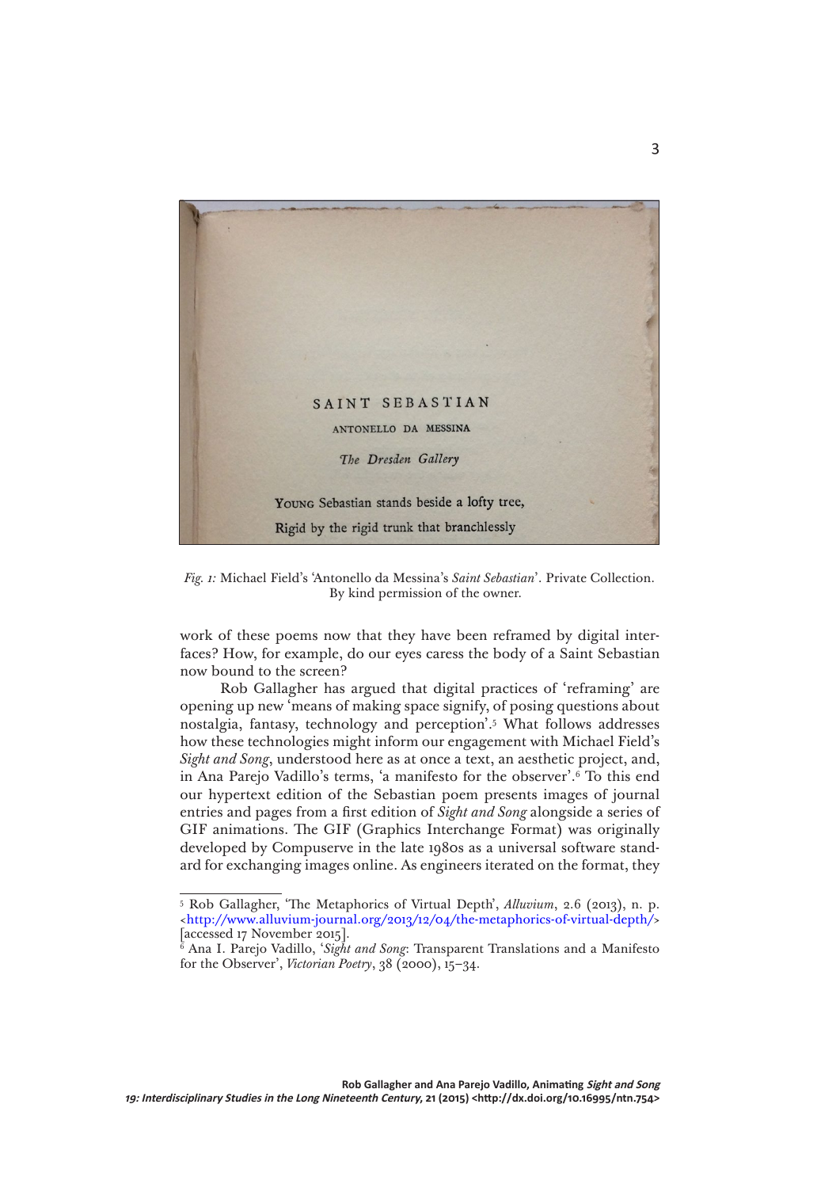SAINT SEBASTIAN

ANTONELLO DA MESSINA

*The Dresden Gallery*

YOUNG Sebastian stands beside a lofty tree,
Rigid by the rigid trunk that branchlessly

*Fig. 1:* Michael Field's 'Antonello da Messina's *Saint Sebastian*'. Private Collection. By kind permission of the owner.

work of these poems now that they have been reframed by digital interfaces? How, for example, do our eyes caress the body of a Saint Sebastian now bound to the screen?

Rob Gallagher has argued that digital practices of 'reframing' are opening up new 'means of making space signify, of posing questions about nostalgia, fantasy, technology and perception'.[5] What follows addresses how these technologies might inform our engagement with Michael Field's *Sight and Song*, understood here as at once a text, an aesthetic project, and, in Ana Parejo Vadillo's terms, 'a manifesto for the observer'.[6] To this end our hypertext edition of the Sebastian poem presents images of journal entries and pages from a first edition of *Sight and Song* alongside a series of GIF animations. The GIF (Graphics Interchange Format) was originally developed by Compuserve in the late 1980s as a universal software standard for exchanging images online. As engineers iterated on the format, they

---

[5] Rob Gallagher, 'The Metaphorics of Virtual Depth', *Alluvium*, 2.6 (2013), n. p. <http://www.alluvium-journal.org/2013/12/04/the-metaphorics-of-virtual-depth/> [accessed 17 November 2015].

[6] Ana I. Parejo Vadillo, '*Sight and Song*: Transparent Translations and a Manifesto for the Observer', *Victorian Poetry*, 38 (2000), 15–34.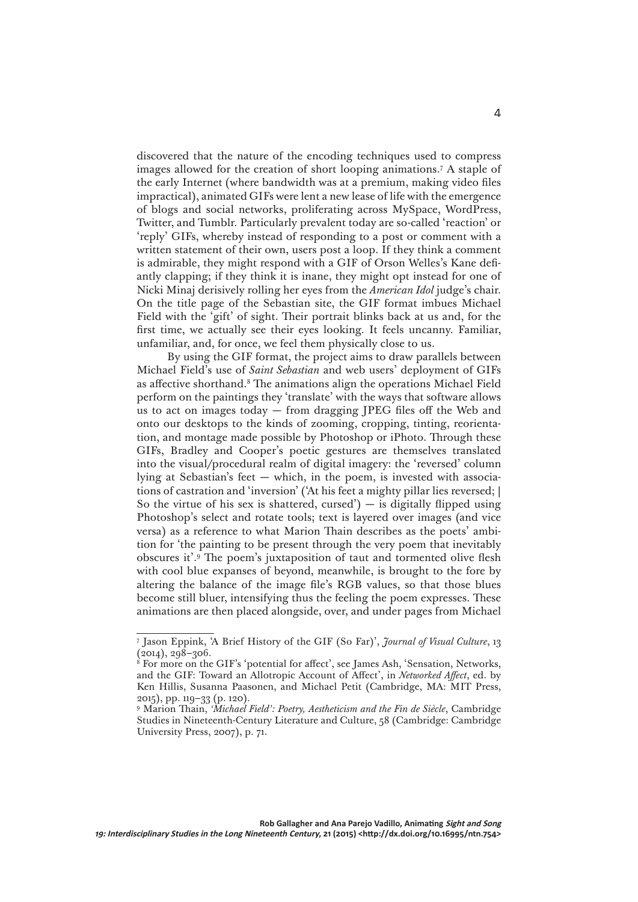discovered that the nature of the encoding techniques used to compress images allowed for the creation of short looping animations.[7] A staple of the early Internet (where bandwidth was at a premium, making video files impractical), animated GIFs were lent a new lease of life with the emergence of blogs and social networks, proliferating across MySpace, WordPress, Twitter, and Tumblr. Particularly prevalent today are so-called 'reaction' or 'reply' GIFs, whereby instead of responding to a post or comment with a written statement of their own, users post a loop. If they think a comment is admirable, they might respond with a GIF of Orson Welles's Kane defiantly clapping; if they think it is inane, they might opt instead for one of Nicki Minaj derisively rolling her eyes from the *American Idol* judge's chair. On the title page of the Sebastian site, the GIF format imbues Michael Field with the 'gift' of sight. Their portrait blinks back at us and, for the first time, we actually see their eyes looking. It feels uncanny. Familiar, unfamiliar, and, for once, we feel them physically close to us.

By using the GIF format, the project aims to draw parallels between Michael Field's use of *Saint Sebastian* and web users' deployment of GIFs as affective shorthand.[8] The animations align the operations Michael Field perform on the paintings they 'translate' with the ways that software allows us to act on images today — from dragging JPEG files off the Web and onto our desktops to the kinds of zooming, cropping, tinting, reorientation, and montage made possible by Photoshop or iPhoto. Through these GIFs, Bradley and Cooper's poetic gestures are themselves translated into the visual/procedural realm of digital imagery: the 'reversed' column lying at Sebastian's feet — which, in the poem, is invested with associations of castration and 'inversion' ('At his feet a mighty pillar lies reversed; | So the virtue of his sex is shattered, cursed') — is digitally flipped using Photoshop's select and rotate tools; text is layered over images (and vice versa) as a reference to what Marion Thain describes as the poets' ambition for 'the painting to be present through the very poem that inevitably obscures it'.[9] The poem's juxtaposition of taut and tormented olive flesh with cool blue expanses of beyond, meanwhile, is brought to the fore by altering the balance of the image file's RGB values, so that those blues become still bluer, intensifying thus the feeling the poem expresses. These animations are then placed alongside, over, and under pages from Michael

---

[7] Jason Eppink, 'A Brief History of the GIF (So Far)', *Journal of Visual Culture*, 13 (2014), 298–306.

[8] For more on the GIF's 'potential for affect', see James Ash, 'Sensation, Networks, and the GIF: Toward an Allotropic Account of Affect', in *Networked Affect*, ed. by Ken Hillis, Susanna Paasonen, and Michael Petit (Cambridge, MA: MIT Press, 2015), pp. 119–33 (p. 120).

[9] Marion Thain, *'Michael Field': Poetry, Aestheticism and the Fin de Siècle*, Cambridge Studies in Nineteenth-Century Literature and Culture, 58 (Cambridge: Cambridge University Press, 2007), p. 71.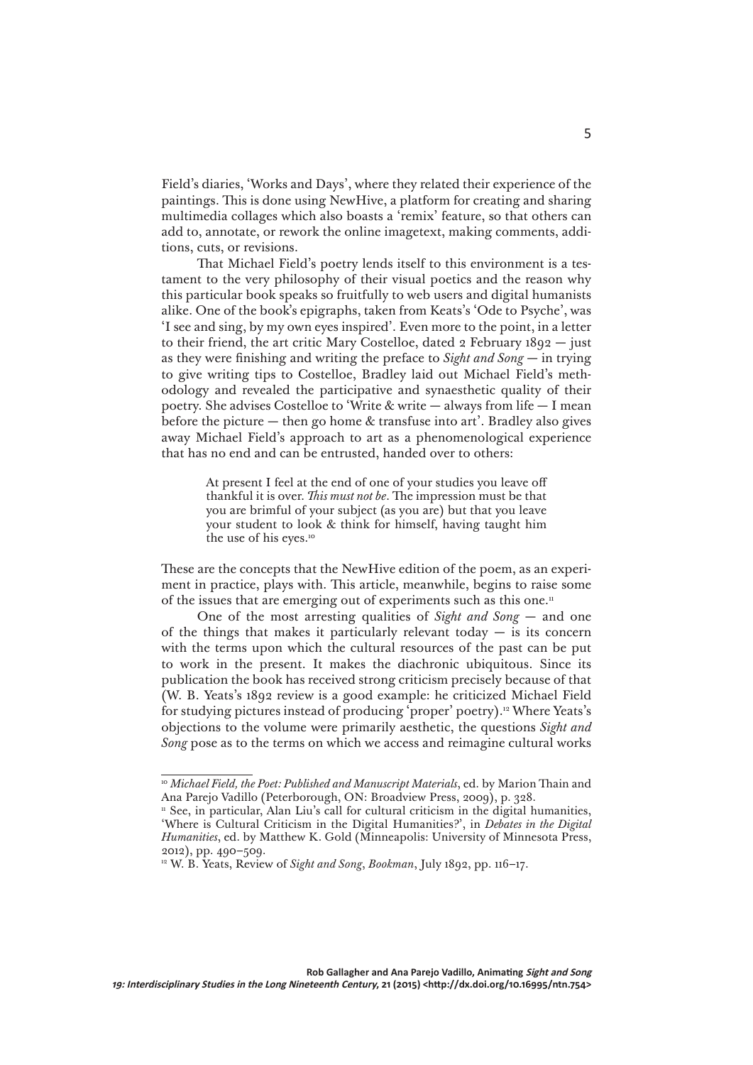Field's diaries, 'Works and Days', where they related their experience of the paintings. This is done using NewHive, a platform for creating and sharing multimedia collages which also boasts a 'remix' feature, so that others can add to, annotate, or rework the online imagetext, making comments, additions, cuts, or revisions.

That Michael Field's poetry lends itself to this environment is a testament to the very philosophy of their visual poetics and the reason why this particular book speaks so fruitfully to web users and digital humanists alike. One of the book's epigraphs, taken from Keats's 'Ode to Psyche', was 'I see and sing, by my own eyes inspired'. Even more to the point, in a letter to their friend, the art critic Mary Costelloe, dated 2 February 1892 — just as they were finishing and writing the preface to *Sight and Song* — in trying to give writing tips to Costelloe, Bradley laid out Michael Field's methodology and revealed the participative and synaesthetic quality of their poetry. She advises Costelloe to 'Write & write — always from life — I mean before the picture — then go home & transfuse into art'. Bradley also gives away Michael Field's approach to art as a phenomenological experience that has no end and can be entrusted, handed over to others:

> At present I feel at the end of one of your studies you leave off thankful it is over. *This must not be*. The impression must be that you are brimful of your subject (as you are) but that you leave your student to look & think for himself, having taught him the use of his eyes.[10]

These are the concepts that the NewHive edition of the poem, as an experiment in practice, plays with. This article, meanwhile, begins to raise some of the issues that are emerging out of experiments such as this one.[11]

One of the most arresting qualities of *Sight and Song* — and one of the things that makes it particularly relevant today — is its concern with the terms upon which the cultural resources of the past can be put to work in the present. It makes the diachronic ubiquitous. Since its publication the book has received strong criticism precisely because of that (W. B. Yeats's 1892 review is a good example: he criticized Michael Field for studying pictures instead of producing 'proper' poetry).[12] Where Yeats's objections to the volume were primarily aesthetic, the questions *Sight and Song* pose as to the terms on which we access and reimagine cultural works

---

[10] *Michael Field, the Poet: Published and Manuscript Materials*, ed. by Marion Thain and Ana Parejo Vadillo (Peterborough, ON: Broadview Press, 2009), p. 328.

[11] See, in particular, Alan Liu's call for cultural criticism in the digital humanities, 'Where is Cultural Criticism in the Digital Humanities?', in *Debates in the Digital Humanities*, ed. by Matthew K. Gold (Minneapolis: University of Minnesota Press, 2012), pp. 490–509.

[12] W. B. Yeats, Review of *Sight and Song*, *Bookman*, July 1892, pp. 116–17.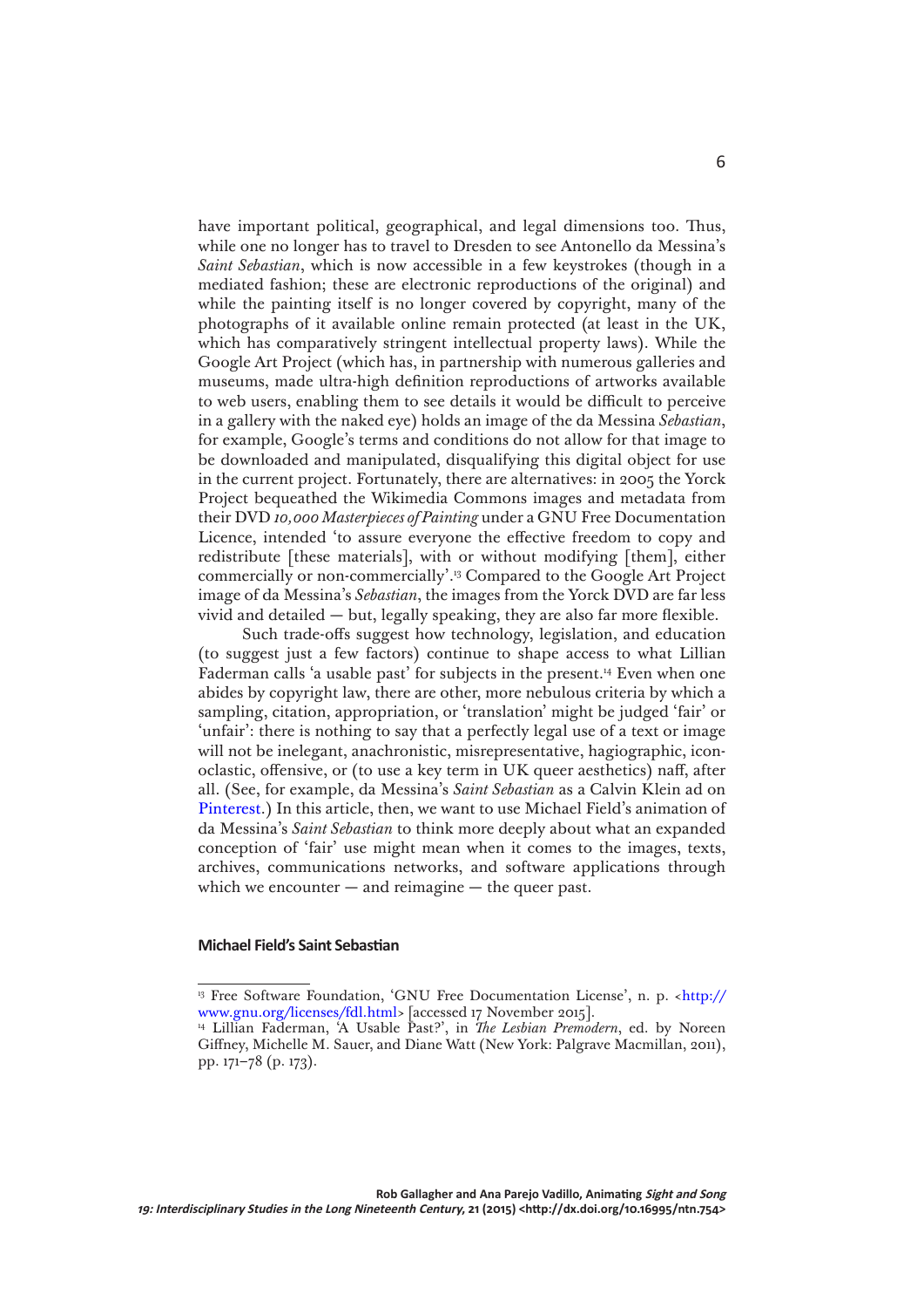have important political, geographical, and legal dimensions too. Thus, while one no longer has to travel to Dresden to see Antonello da Messina's *Saint Sebastian*, which is now accessible in a few keystrokes (though in a mediated fashion; these are electronic reproductions of the original) and while the painting itself is no longer covered by copyright, many of the photographs of it available online remain protected (at least in the UK, which has comparatively stringent intellectual property laws). While the Google Art Project (which has, in partnership with numerous galleries and museums, made ultra-high definition reproductions of artworks available to web users, enabling them to see details it would be difficult to perceive in a gallery with the naked eye) holds an image of the da Messina *Sebastian*, for example, Google's terms and conditions do not allow for that image to be downloaded and manipulated, disqualifying this digital object for use in the current project. Fortunately, there are alternatives: in 2005 the Yorck Project bequeathed the Wikimedia Commons images and metadata from their DVD *10,000 Masterpieces of Painting* under a GNU Free Documentation Licence, intended 'to assure everyone the effective freedom to copy and redistribute [these materials], with or without modifying [them], either commercially or non-commercially'.[13] Compared to the Google Art Project image of da Messina's *Sebastian*, the images from the Yorck DVD are far less vivid and detailed — but, legally speaking, they are also far more flexible.

Such trade-offs suggest how technology, legislation, and education (to suggest just a few factors) continue to shape access to what Lillian Faderman calls 'a usable past' for subjects in the present.[14] Even when one abides by copyright law, there are other, more nebulous criteria by which a sampling, citation, appropriation, or 'translation' might be judged 'fair' or 'unfair': there is nothing to say that a perfectly legal use of a text or image will not be inelegant, anachronistic, misrepresentative, hagiographic, iconoclastic, offensive, or (to use a key term in UK queer aesthetics) naff, after all. (See, for example, da Messina's *Saint Sebastian* as a Calvin Klein ad on Pinterest.) In this article, then, we want to use Michael Field's animation of da Messina's *Saint Sebastian* to think more deeply about what an expanded conception of 'fair' use might mean when it comes to the images, texts, archives, communications networks, and software applications through which we encounter — and reimagine — the queer past.

### Michael Field's Saint Sebastian

---

[13] Free Software Foundation, 'GNU Free Documentation License', n. p. <http://www.gnu.org/licenses/fdl.html> [accessed 17 November 2015].

[14] Lillian Faderman, 'A Usable Past?', in *The Lesbian Premodern*, ed. by Noreen Giffney, Michelle M. Sauer, and Diane Watt (New York: Palgrave Macmillan, 2011), pp. 171–78 (p. 173).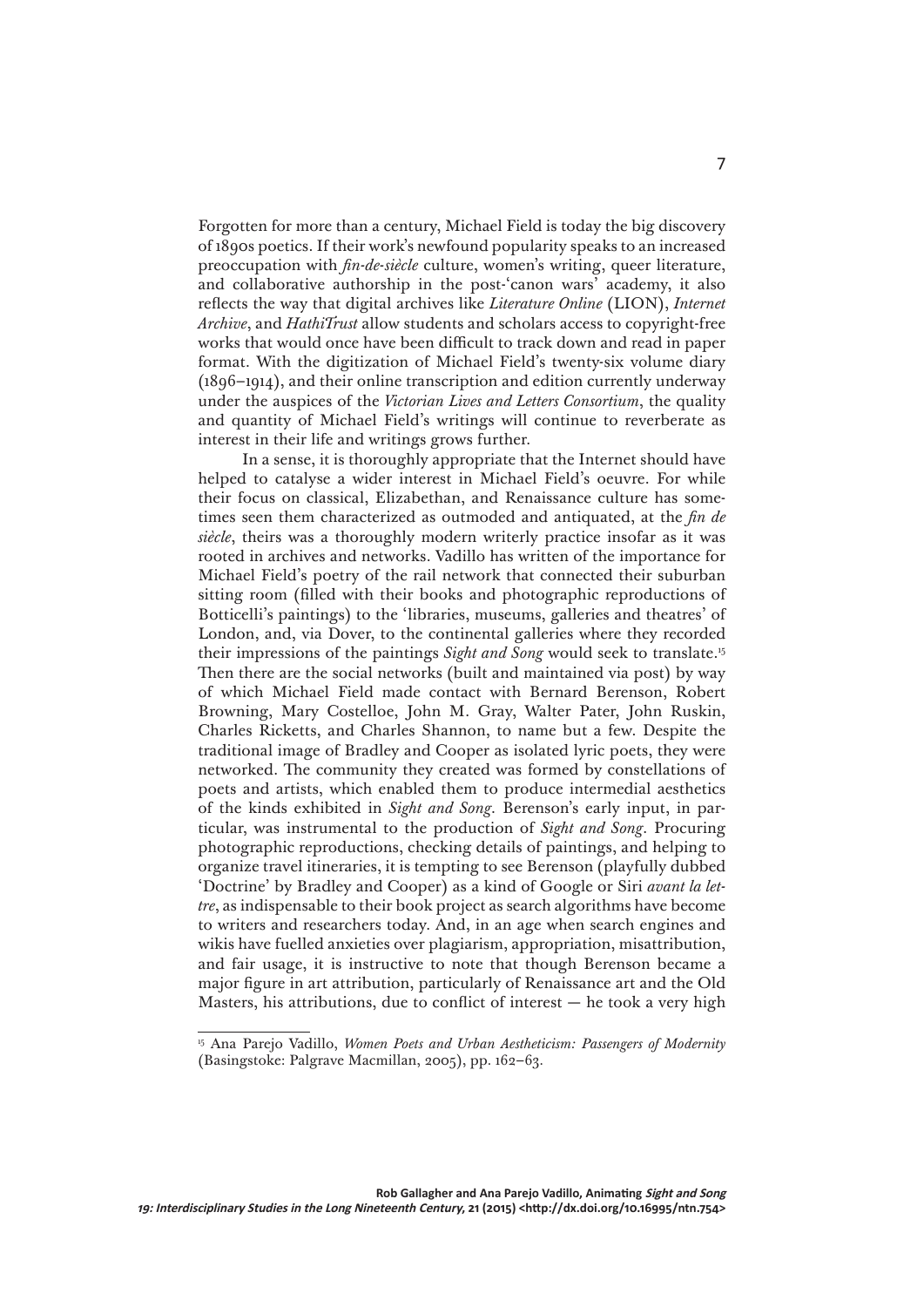Forgotten for more than a century, Michael Field is today the big discovery of 1890s poetics. If their work's newfound popularity speaks to an increased preoccupation with *fin-de-siècle* culture, women's writing, queer literature, and collaborative authorship in the post-'canon wars' academy, it also reflects the way that digital archives like *Literature Online* (LION), *Internet Archive*, and *HathiTrust* allow students and scholars access to copyright-free works that would once have been difficult to track down and read in paper format. With the digitization of Michael Field's twenty-six volume diary (1896–1914), and their online transcription and edition currently underway under the auspices of the *Victorian Lives and Letters Consortium*, the quality and quantity of Michael Field's writings will continue to reverberate as interest in their life and writings grows further.

In a sense, it is thoroughly appropriate that the Internet should have helped to catalyse a wider interest in Michael Field's oeuvre. For while their focus on classical, Elizabethan, and Renaissance culture has sometimes seen them characterized as outmoded and antiquated, at the *fin de siècle*, theirs was a thoroughly modern writerly practice insofar as it was rooted in archives and networks. Vadillo has written of the importance for Michael Field's poetry of the rail network that connected their suburban sitting room (filled with their books and photographic reproductions of Botticelli's paintings) to the 'libraries, museums, galleries and theatres' of London, and, via Dover, to the continental galleries where they recorded their impressions of the paintings *Sight and Song* would seek to translate.[15] Then there are the social networks (built and maintained via post) by way of which Michael Field made contact with Bernard Berenson, Robert Browning, Mary Costelloe, John M. Gray, Walter Pater, John Ruskin, Charles Ricketts, and Charles Shannon, to name but a few. Despite the traditional image of Bradley and Cooper as isolated lyric poets, they were networked. The community they created was formed by constellations of poets and artists, which enabled them to produce intermedial aesthetics of the kinds exhibited in *Sight and Song*. Berenson's early input, in particular, was instrumental to the production of *Sight and Song*. Procuring photographic reproductions, checking details of paintings, and helping to organize travel itineraries, it is tempting to see Berenson (playfully dubbed 'Doctrine' by Bradley and Cooper) as a kind of Google or Siri *avant la lettre*, as indispensable to their book project as search algorithms have become to writers and researchers today. And, in an age when search engines and wikis have fuelled anxieties over plagiarism, appropriation, misattribution, and fair usage, it is instructive to note that though Berenson became a major figure in art attribution, particularly of Renaissance art and the Old Masters, his attributions, due to conflict of interest — he took a very high

[15] Ana Parejo Vadillo, *Women Poets and Urban Aestheticism: Passengers of Modernity* (Basingstoke: Palgrave Macmillan, 2005), pp. 162–63.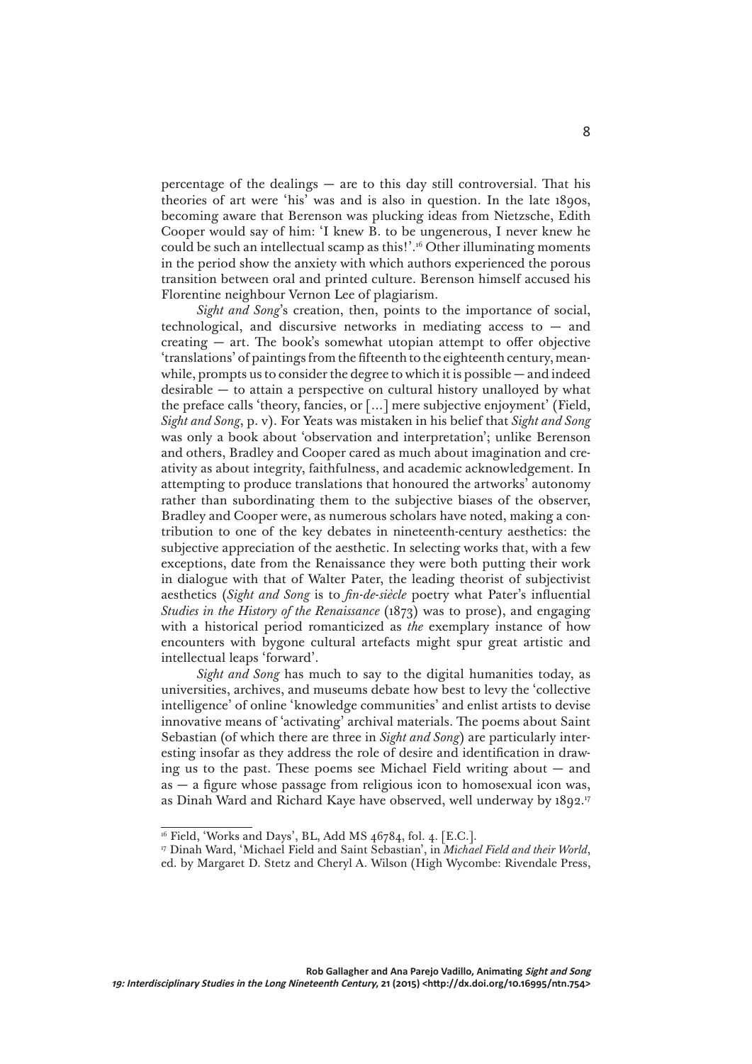percentage of the dealings — are to this day still controversial. That his theories of art were 'his' was and is also in question. In the late 1890s, becoming aware that Berenson was plucking ideas from Nietzsche, Edith Cooper would say of him: 'I knew B. to be ungenerous, I never knew he could be such an intellectual scamp as this!'.[16] Other illuminating moments in the period show the anxiety with which authors experienced the porous transition between oral and printed culture. Berenson himself accused his Florentine neighbour Vernon Lee of plagiarism.

*Sight and Song*'s creation, then, points to the importance of social, technological, and discursive networks in mediating access to — and creating — art. The book's somewhat utopian attempt to offer objective 'translations' of paintings from the fifteenth to the eighteenth century, meanwhile, prompts us to consider the degree to which it is possible — and indeed desirable — to attain a perspective on cultural history unalloyed by what the preface calls 'theory, fancies, or [...] mere subjective enjoyment' (Field, *Sight and Song*, p. v). For Yeats was mistaken in his belief that *Sight and Song* was only a book about 'observation and interpretation'; unlike Berenson and others, Bradley and Cooper cared as much about imagination and creativity as about integrity, faithfulness, and academic acknowledgement. In attempting to produce translations that honoured the artworks' autonomy rather than subordinating them to the subjective biases of the observer, Bradley and Cooper were, as numerous scholars have noted, making a contribution to one of the key debates in nineteenth-century aesthetics: the subjective appreciation of the aesthetic. In selecting works that, with a few exceptions, date from the Renaissance they were both putting their work in dialogue with that of Walter Pater, the leading theorist of subjectivist aesthetics (*Sight and Song* is to *fin-de-siècle* poetry what Pater's influential *Studies in the History of the Renaissance* (1873) was to prose), and engaging with a historical period romanticized as *the* exemplary instance of how encounters with bygone cultural artefacts might spur great artistic and intellectual leaps 'forward'.

*Sight and Song* has much to say to the digital humanities today, as universities, archives, and museums debate how best to levy the 'collective intelligence' of online 'knowledge communities' and enlist artists to devise innovative means of 'activating' archival materials. The poems about Saint Sebastian (of which there are three in *Sight and Song*) are particularly interesting insofar as they address the role of desire and identification in drawing us to the past. These poems see Michael Field writing about — and as — a figure whose passage from religious icon to homosexual icon was, as Dinah Ward and Richard Kaye have observed, well underway by 1892.[17]

---

[16] Field, 'Works and Days', BL, Add MS 46784, fol. 4. [E.C.].

[17] Dinah Ward, 'Michael Field and Saint Sebastian', in *Michael Field and their World*, ed. by Margaret D. Stetz and Cheryl A. Wilson (High Wycombe: Rivendale Press,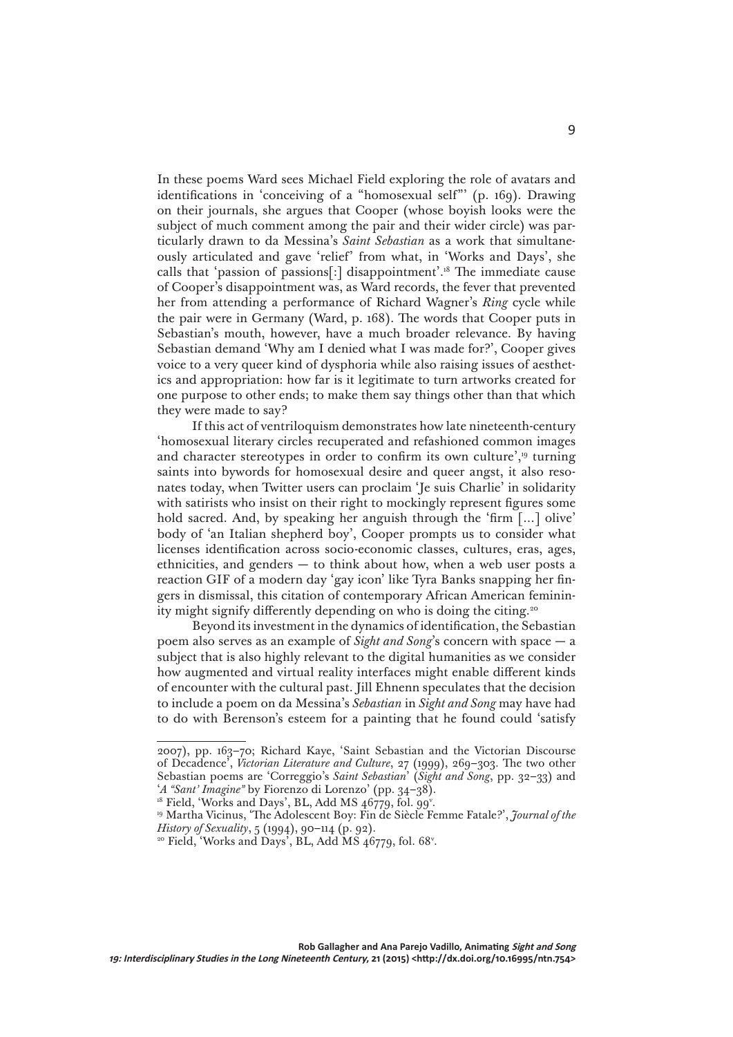In these poems Ward sees Michael Field exploring the role of avatars and identifications in 'conceiving of a "homosexual self"' (p. 169). Drawing on their journals, she argues that Cooper (whose boyish looks were the subject of much comment among the pair and their wider circle) was particularly drawn to da Messina's *Saint Sebastian* as a work that simultaneously articulated and gave 'relief' from what, in 'Works and Days', she calls that 'passion of passions[:] disappointment'.[18] The immediate cause of Cooper's disappointment was, as Ward records, the fever that prevented her from attending a performance of Richard Wagner's *Ring* cycle while the pair were in Germany (Ward, p. 168). The words that Cooper puts in Sebastian's mouth, however, have a much broader relevance. By having Sebastian demand 'Why am I denied what I was made for?', Cooper gives voice to a very queer kind of dysphoria while also raising issues of aesthetics and appropriation: how far is it legitimate to turn artworks created for one purpose to other ends; to make them say things other than that which they were made to say?

If this act of ventriloquism demonstrates how late nineteenth-century 'homosexual literary circles recuperated and refashioned common images and character stereotypes in order to confirm its own culture',[19] turning saints into bywords for homosexual desire and queer angst, it also resonates today, when Twitter users can proclaim 'Je suis Charlie' in solidarity with satirists who insist on their right to mockingly represent figures some hold sacred. And, by speaking her anguish through the 'firm [...] olive' body of 'an Italian shepherd boy', Cooper prompts us to consider what licenses identification across socio-economic classes, cultures, eras, ages, ethnicities, and genders — to think about how, when a web user posts a reaction GIF of a modern day 'gay icon' like Tyra Banks snapping her fingers in dismissal, this citation of contemporary African American femininity might signify differently depending on who is doing the citing.[20]

Beyond its investment in the dynamics of identification, the Sebastian poem also serves as an example of *Sight and Song*'s concern with space — a subject that is also highly relevant to the digital humanities as we consider how augmented and virtual reality interfaces might enable different kinds of encounter with the cultural past. Jill Ehnenn speculates that the decision to include a poem on da Messina's *Sebastian* in *Sight and Song* may have had to do with Berenson's esteem for a painting that he found could 'satisfy

---

2007), pp. 163–70; Richard Kaye, 'Saint Sebastian and the Victorian Discourse of Decadence', *Victorian Literature and Culture*, 27 (1999), 269–303. The two other Sebastian poems are 'Correggio's *Saint Sebastian*' (*Sight and Song*, pp. 32–33) and '*A "Sant' Imagine"* by Fiorenzo di Lorenzo' (pp. 34–38).

[18] Field, 'Works and Days', BL, Add MS 46779, fol. 99v.

[19] Martha Vicinus, 'The Adolescent Boy: Fin de Siècle Femme Fatale?', *Journal of the History of Sexuality*, 5 (1994), 90–114 (p. 92).

[20] Field, 'Works and Days', BL, Add MS 46779, fol. 68v.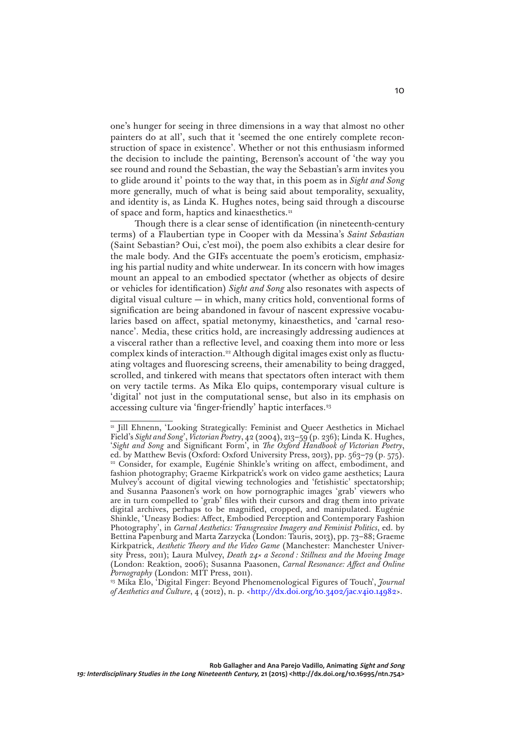one's hunger for seeing in three dimensions in a way that almost no other painters do at all', such that it 'seemed the one entirely complete reconstruction of space in existence'. Whether or not this enthusiasm informed the decision to include the painting, Berenson's account of 'the way you see round and round the Sebastian, the way the Sebastian's arm invites you to glide around it' points to the way that, in this poem as in *Sight and Song* more generally, much of what is being said about temporality, sexuality, and identity is, as Linda K. Hughes notes, being said through a discourse of space and form, haptics and kinaesthetics.[21]

Though there is a clear sense of identification (in nineteenth-century terms) of a Flaubertian type in Cooper with da Messina's *Saint Sebastian* (Saint Sebastian? Oui, c'est moi), the poem also exhibits a clear desire for the male body. And the GIFs accentuate the poem's eroticism, emphasizing his partial nudity and white underwear. In its concern with how images mount an appeal to an embodied spectator (whether as objects of desire or vehicles for identification) *Sight and Song* also resonates with aspects of digital visual culture — in which, many critics hold, conventional forms of signification are being abandoned in favour of nascent expressive vocabularies based on affect, spatial metonymy, kinaesthetics, and 'carnal resonance'. Media, these critics hold, are increasingly addressing audiences at a visceral rather than a reflective level, and coaxing them into more or less complex kinds of interaction.[22] Although digital images exist only as fluctuating voltages and fluorescing screens, their amenability to being dragged, scrolled, and tinkered with means that spectators often interact with them on very tactile terms. As Mika Elo quips, contemporary visual culture is 'digital' not just in the computational sense, but also in its emphasis on accessing culture via 'finger-friendly' haptic interfaces.[23]

---

[21] Jill Ehnenn, 'Looking Strategically: Feminist and Queer Aesthetics in Michael Field's *Sight and Song*', *Victorian Poetry*, 42 (2004), 213–59 (p. 236); Linda K. Hughes, '*Sight and Song* and Significant Form', in *The Oxford Handbook of Victorian Poetry*, ed. by Matthew Bevis (Oxford: Oxford University Press, 2013), pp. 563–79 (p. 575).

[22] Consider, for example, Eugénie Shinkle's writing on affect, embodiment, and fashion photography; Graeme Kirkpatrick's work on video game aesthetics; Laura Mulvey's account of digital viewing technologies and 'fetishistic' spectatorship; and Susanna Paasonen's work on how pornographic images 'grab' viewers who are in turn compelled to 'grab' files with their cursors and drag them into private digital archives, perhaps to be magnified, cropped, and manipulated. Eugénie Shinkle, 'Uneasy Bodies: Affect, Embodied Perception and Contemporary Fashion Photography', in *Carnal Aesthetics: Transgressive Imagery and Feminist Politics*, ed. by Bettina Papenburg and Marta Zarzycka (London: Tauris, 2013), pp. 73–88; Graeme Kirkpatrick, *Aesthetic Theory and the Video Game* (Manchester: Manchester University Press, 2011); Laura Mulvey, *Death 24× a Second : Stillness and the Moving Image* (London: Reaktion, 2006); Susanna Paasonen, *Carnal Resonance: Affect and Online Pornography* (London: MIT Press, 2011).

[23] Mika Elo, 'Digital Finger: Beyond Phenomenological Figures of Touch', *Journal of Aesthetics and Culture*, 4 (2012), n. p. <http://dx.doi.org/10.3402/jac.v4i0.14982>.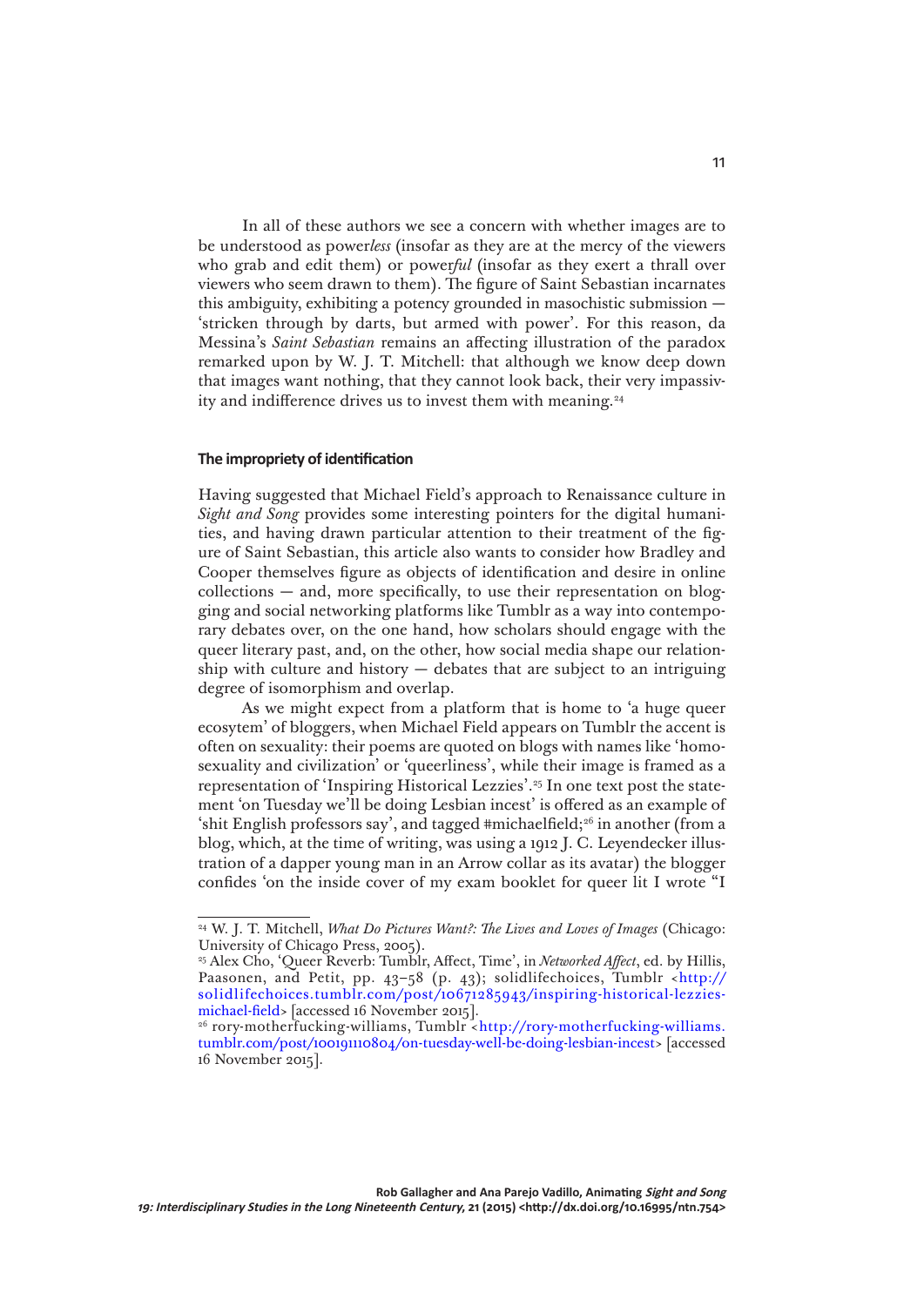In all of these authors we see a concern with whether images are to be understood as power*less* (insofar as they are at the mercy of the viewers who grab and edit them) or power*ful* (insofar as they exert a thrall over viewers who seem drawn to them). The figure of Saint Sebastian incarnates this ambiguity, exhibiting a potency grounded in masochistic submission — 'stricken through by darts, but armed with power'. For this reason, da Messina's *Saint Sebastian* remains an affecting illustration of the paradox remarked upon by W. J. T. Mitchell: that although we know deep down that images want nothing, that they cannot look back, their very impassivity and indifference drives us to invest them with meaning.[24]

### The impropriety of identification

Having suggested that Michael Field's approach to Renaissance culture in *Sight and Song* provides some interesting pointers for the digital humanities, and having drawn particular attention to their treatment of the figure of Saint Sebastian, this article also wants to consider how Bradley and Cooper themselves figure as objects of identification and desire in online collections — and, more specifically, to use their representation on blogging and social networking platforms like Tumblr as a way into contemporary debates over, on the one hand, how scholars should engage with the queer literary past, and, on the other, how social media shape our relationship with culture and history — debates that are subject to an intriguing degree of isomorphism and overlap.

As we might expect from a platform that is home to 'a huge queer ecosytem' of bloggers, when Michael Field appears on Tumblr the accent is often on sexuality: their poems are quoted on blogs with names like 'homosexuality and civilization' or 'queerliness', while their image is framed as a representation of 'Inspiring Historical Lezzies'.[25] In one text post the statement 'on Tuesday we'll be doing Lesbian incest' is offered as an example of 'shit English professors say', and tagged #michaelfield;[26] in another (from a blog, which, at the time of writing, was using a 1912 J. C. Leyendecker illustration of a dapper young man in an Arrow collar as its avatar) the blogger confides 'on the inside cover of my exam booklet for queer lit I wrote "I

---

[24] W. J. T. Mitchell, *What Do Pictures Want?: The Lives and Loves of Images* (Chicago: University of Chicago Press, 2005).

[25] Alex Cho, 'Queer Reverb: Tumblr, Affect, Time', in *Networked Affect*, ed. by Hillis, Paasonen, and Petit, pp. 43–58 (p. 43); solidlifechoices, Tumblr <http://solidlifechoices.tumblr.com/post/10671285943/inspiring-historical-lezzies-michael-field> [accessed 16 November 2015].

[26] rory-motherfucking-williams, Tumblr <http://rory-motherfucking-williams.tumblr.com/post/100191110804/on-tuesday-well-be-doing-lesbian-incest> [accessed 16 November 2015].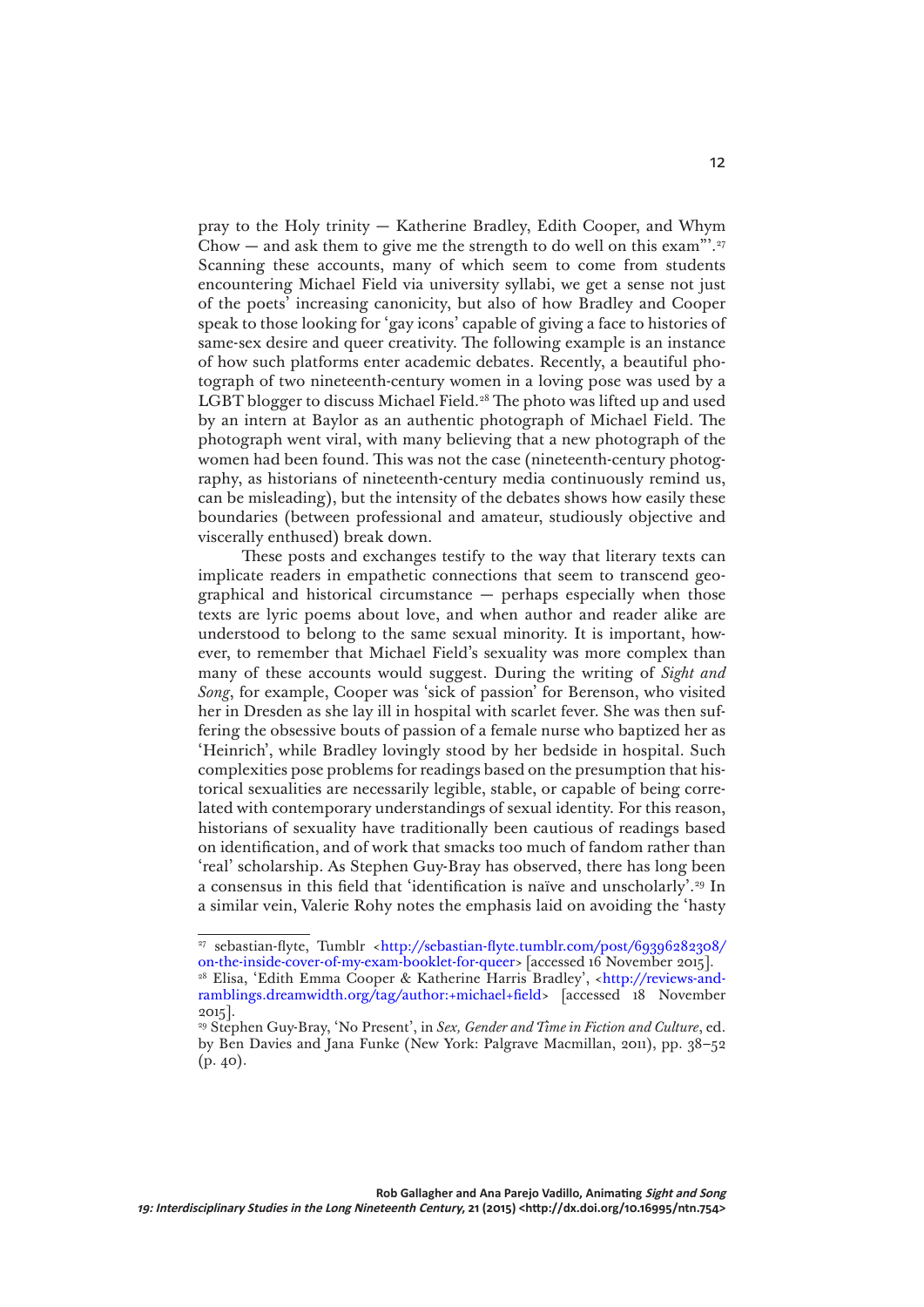pray to the Holy trinity — Katherine Bradley, Edith Cooper, and Whym Chow — and ask them to give me the strength to do well on this exam"'.[27] Scanning these accounts, many of which seem to come from students encountering Michael Field via university syllabi, we get a sense not just of the poets' increasing canonicity, but also of how Bradley and Cooper speak to those looking for 'gay icons' capable of giving a face to histories of same-sex desire and queer creativity. The following example is an instance of how such platforms enter academic debates. Recently, a beautiful photograph of two nineteenth-century women in a loving pose was used by a LGBT blogger to discuss Michael Field.[28] The photo was lifted up and used by an intern at Baylor as an authentic photograph of Michael Field. The photograph went viral, with many believing that a new photograph of the women had been found. This was not the case (nineteenth-century photography, as historians of nineteenth-century media continuously remind us, can be misleading), but the intensity of the debates shows how easily these boundaries (between professional and amateur, studiously objective and viscerally enthused) break down.

These posts and exchanges testify to the way that literary texts can implicate readers in empathetic connections that seem to transcend geographical and historical circumstance — perhaps especially when those texts are lyric poems about love, and when author and reader alike are understood to belong to the same sexual minority. It is important, however, to remember that Michael Field's sexuality was more complex than many of these accounts would suggest. During the writing of *Sight and Song*, for example, Cooper was 'sick of passion' for Berenson, who visited her in Dresden as she lay ill in hospital with scarlet fever. She was then suffering the obsessive bouts of passion of a female nurse who baptized her as 'Heinrich', while Bradley lovingly stood by her bedside in hospital. Such complexities pose problems for readings based on the presumption that historical sexualities are necessarily legible, stable, or capable of being correlated with contemporary understandings of sexual identity. For this reason, historians of sexuality have traditionally been cautious of readings based on identification, and of work that smacks too much of fandom rather than 'real' scholarship. As Stephen Guy-Bray has observed, there has long been a consensus in this field that 'identification is naïve and unscholarly'.[29] In a similar vein, Valerie Rohy notes the emphasis laid on avoiding the 'hasty

---

[27] sebastian-flyte, Tumblr <http://sebastian-flyte.tumblr.com/post/69396282308/on-the-inside-cover-of-my-exam-booklet-for-queer> [accessed 16 November 2015].

[28] Elisa, 'Edith Emma Cooper & Katherine Harris Bradley', <http://reviews-and-ramblings.dreamwidth.org/tag/author:+michael+field> [accessed 18 November 2015].

[29] Stephen Guy-Bray, 'No Present', in *Sex, Gender and Time in Fiction and Culture*, ed. by Ben Davies and Jana Funke (New York: Palgrave Macmillan, 2011), pp. 38–52 (p. 40).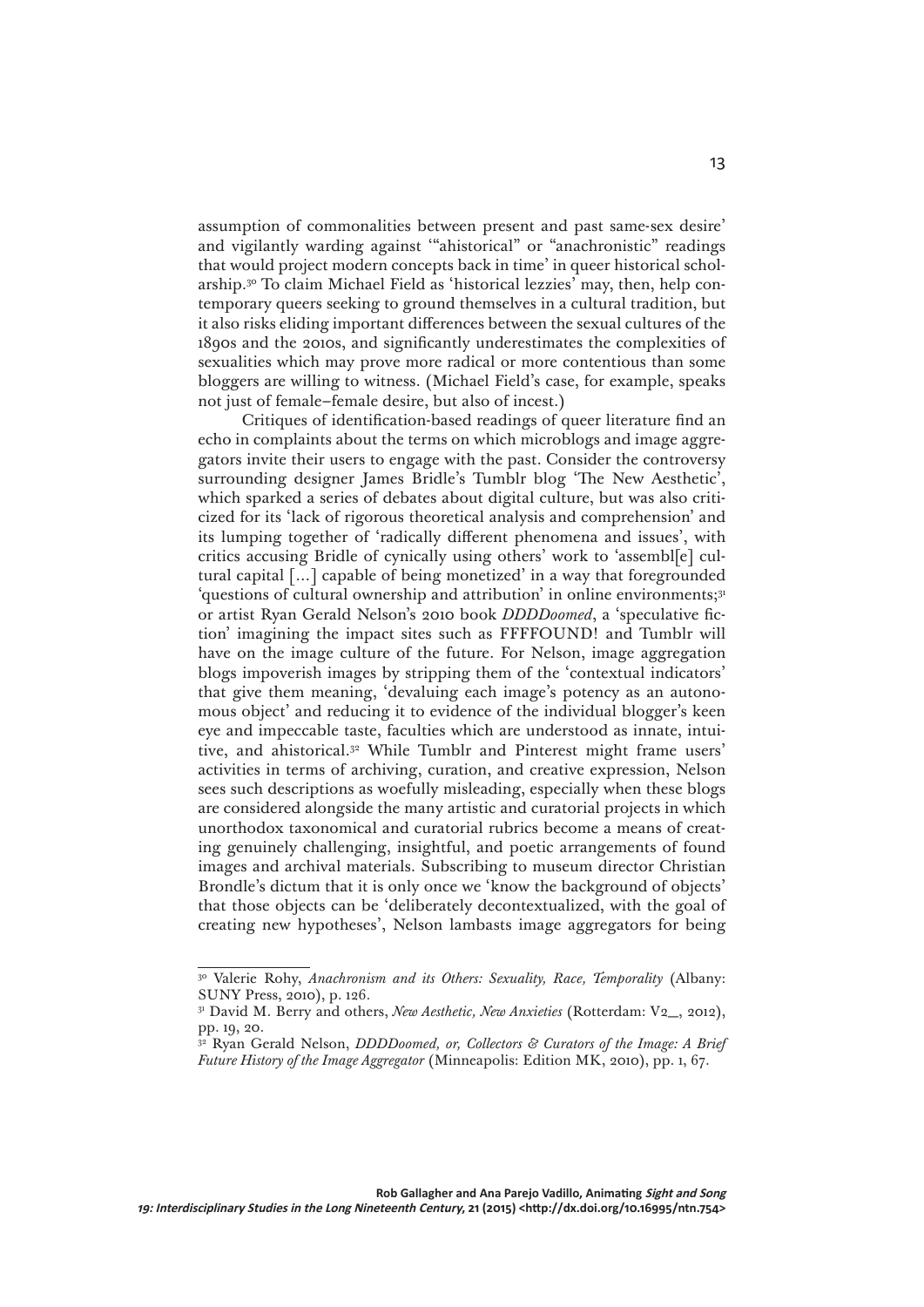assumption of commonalities between present and past same-sex desire' and vigilantly warding against '"ahistorical" or "anachronistic" readings that would project modern concepts back in time' in queer historical scholarship.[30] To claim Michael Field as 'historical lezzies' may, then, help contemporary queers seeking to ground themselves in a cultural tradition, but it also risks eliding important differences between the sexual cultures of the 1890s and the 2010s, and significantly underestimates the complexities of sexualities which may prove more radical or more contentious than some bloggers are willing to witness. (Michael Field's case, for example, speaks not just of female–female desire, but also of incest.)

Critiques of identification-based readings of queer literature find an echo in complaints about the terms on which microblogs and image aggregators invite their users to engage with the past. Consider the controversy surrounding designer James Bridle's Tumblr blog 'The New Aesthetic', which sparked a series of debates about digital culture, but was also criticized for its 'lack of rigorous theoretical analysis and comprehension' and its lumping together of 'radically different phenomena and issues', with critics accusing Bridle of cynically using others' work to 'assembl[e] cultural capital [...] capable of being monetized' in a way that foregrounded 'questions of cultural ownership and attribution' in online environments;[31] or artist Ryan Gerald Nelson's 2010 book *DDDDoomed*, a 'speculative fiction' imagining the impact sites such as FFFFOUND! and Tumblr will have on the image culture of the future. For Nelson, image aggregation blogs impoverish images by stripping them of the 'contextual indicators' that give them meaning, 'devaluing each image's potency as an autonomous object' and reducing it to evidence of the individual blogger's keen eye and impeccable taste, faculties which are understood as innate, intuitive, and ahistorical.[32] While Tumblr and Pinterest might frame users' activities in terms of archiving, curation, and creative expression, Nelson sees such descriptions as woefully misleading, especially when these blogs are considered alongside the many artistic and curatorial projects in which unorthodox taxonomical and curatorial rubrics become a means of creating genuinely challenging, insightful, and poetic arrangements of found images and archival materials. Subscribing to museum director Christian Brondle's dictum that it is only once we 'know the background of objects' that those objects can be 'deliberately decontextualized, with the goal of creating new hypotheses', Nelson lambasts image aggregators for being

---

[30] Valerie Rohy, *Anachronism and its Others: Sexuality, Race, Temporality* (Albany: SUNY Press, 2010), p. 126.

[31] David M. Berry and others, *New Aesthetic, New Anxieties* (Rotterdam: V2_, 2012), pp. 19, 20.

[32] Ryan Gerald Nelson, *DDDDoomed, or, Collectors & Curators of the Image: A Brief Future History of the Image Aggregator* (Minneapolis: Edition MK, 2010), pp. 1, 67.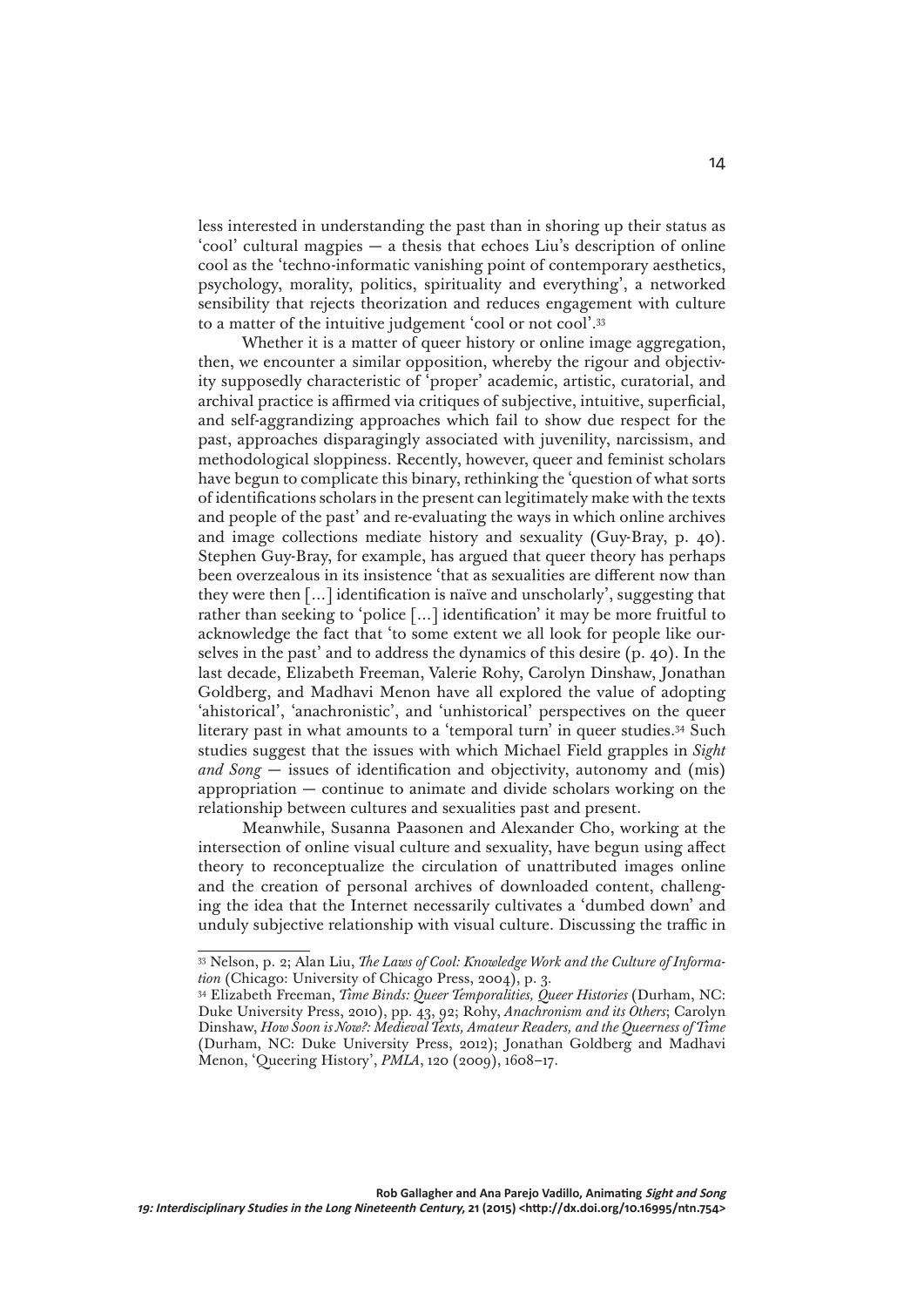less interested in understanding the past than in shoring up their status as 'cool' cultural magpies — a thesis that echoes Liu's description of online cool as the 'techno-informatic vanishing point of contemporary aesthetics, psychology, morality, politics, spirituality and everything', a networked sensibility that rejects theorization and reduces engagement with culture to a matter of the intuitive judgement 'cool or not cool'.[33]

Whether it is a matter of queer history or online image aggregation, then, we encounter a similar opposition, whereby the rigour and objectivity supposedly characteristic of 'proper' academic, artistic, curatorial, and archival practice is affirmed via critiques of subjective, intuitive, superficial, and self-aggrandizing approaches which fail to show due respect for the past, approaches disparagingly associated with juvenility, narcissism, and methodological sloppiness. Recently, however, queer and feminist scholars have begun to complicate this binary, rethinking the 'question of what sorts of identifications scholars in the present can legitimately make with the texts and people of the past' and re-evaluating the ways in which online archives and image collections mediate history and sexuality (Guy-Bray, p. 40). Stephen Guy-Bray, for example, has argued that queer theory has perhaps been overzealous in its insistence 'that as sexualities are different now than they were then [...] identification is naïve and unscholarly', suggesting that rather than seeking to 'police [...] identification' it may be more fruitful to acknowledge the fact that 'to some extent we all look for people like ourselves in the past' and to address the dynamics of this desire (p. 40). In the last decade, Elizabeth Freeman, Valerie Rohy, Carolyn Dinshaw, Jonathan Goldberg, and Madhavi Menon have all explored the value of adopting 'ahistorical', 'anachronistic', and 'unhistorical' perspectives on the queer literary past in what amounts to a 'temporal turn' in queer studies.[34] Such studies suggest that the issues with which Michael Field grapples in *Sight and Song* — issues of identification and objectivity, autonomy and (mis) appropriation — continue to animate and divide scholars working on the relationship between cultures and sexualities past and present.

Meanwhile, Susanna Paasonen and Alexander Cho, working at the intersection of online visual culture and sexuality, have begun using affect theory to reconceptualize the circulation of unattributed images online and the creation of personal archives of downloaded content, challenging the idea that the Internet necessarily cultivates a 'dumbed down' and unduly subjective relationship with visual culture. Discussing the traffic in

---

[33] Nelson, p. 2; Alan Liu, *The Laws of Cool: Knowledge Work and the Culture of Information* (Chicago: University of Chicago Press, 2004), p. 3.

[34] Elizabeth Freeman, *Time Binds: Queer Temporalities, Queer Histories* (Durham, NC: Duke University Press, 2010), pp. 43, 92; Rohy, *Anachronism and its Others*; Carolyn Dinshaw, *How Soon is Now?: Medieval Texts, Amateur Readers, and the Queerness of Time* (Durham, NC: Duke University Press, 2012); Jonathan Goldberg and Madhavi Menon, 'Queering History', *PMLA*, 120 (2009), 1608–17.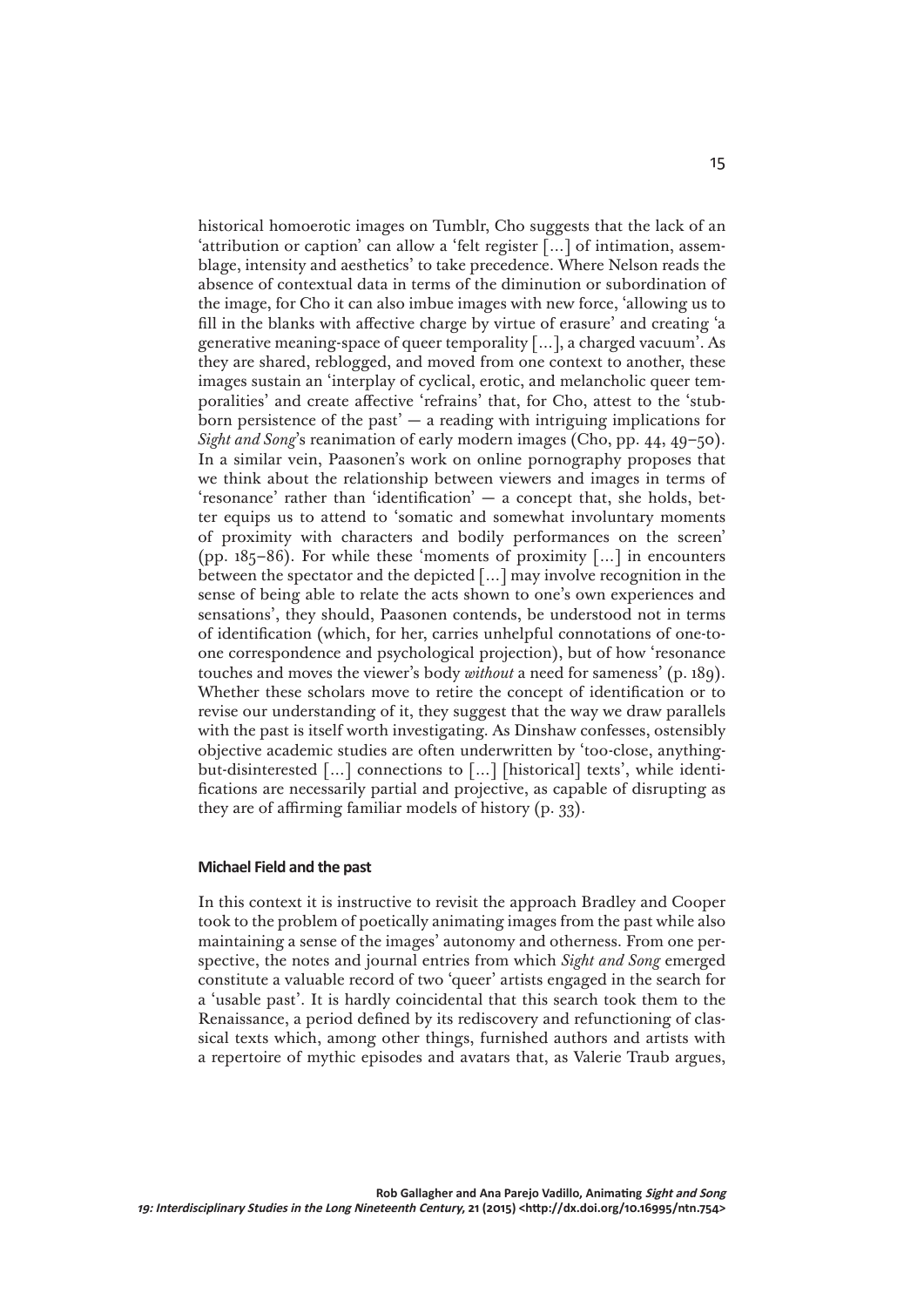historical homoerotic images on Tumblr, Cho suggests that the lack of an 'attribution or caption' can allow a 'felt register […] of intimation, assemblage, intensity and aesthetics' to take precedence. Where Nelson reads the absence of contextual data in terms of the diminution or subordination of the image, for Cho it can also imbue images with new force, 'allowing us to fill in the blanks with affective charge by virtue of erasure' and creating 'a generative meaning-space of queer temporality […], a charged vacuum'. As they are shared, reblogged, and moved from one context to another, these images sustain an 'interplay of cyclical, erotic, and melancholic queer temporalities' and create affective 'refrains' that, for Cho, attest to the 'stubborn persistence of the past' — a reading with intriguing implications for *Sight and Song*'s reanimation of early modern images (Cho, pp. 44, 49–50). In a similar vein, Paasonen's work on online pornography proposes that we think about the relationship between viewers and images in terms of 'resonance' rather than 'identification' — a concept that, she holds, better equips us to attend to 'somatic and somewhat involuntary moments of proximity with characters and bodily performances on the screen' (pp. 185–86). For while these 'moments of proximity […] in encounters between the spectator and the depicted […] may involve recognition in the sense of being able to relate the acts shown to one's own experiences and sensations', they should, Paasonen contends, be understood not in terms of identification (which, for her, carries unhelpful connotations of one-to-one correspondence and psychological projection), but of how 'resonance touches and moves the viewer's body *without* a need for sameness' (p. 189). Whether these scholars move to retire the concept of identification or to revise our understanding of it, they suggest that the way we draw parallels with the past is itself worth investigating. As Dinshaw confesses, ostensibly objective academic studies are often underwritten by 'too-close, anything-but-disinterested […] connections to […] [historical] texts', while identifications are necessarily partial and projective, as capable of disrupting as they are of affirming familiar models of history (p. 33).

## Michael Field and the past

In this context it is instructive to revisit the approach Bradley and Cooper took to the problem of poetically animating images from the past while also maintaining a sense of the images' autonomy and otherness. From one perspective, the notes and journal entries from which *Sight and Song* emerged constitute a valuable record of two 'queer' artists engaged in the search for a 'usable past'. It is hardly coincidental that this search took them to the Renaissance, a period defined by its rediscovery and refunctioning of classical texts which, among other things, furnished authors and artists with a repertoire of mythic episodes and avatars that, as Valerie Traub argues,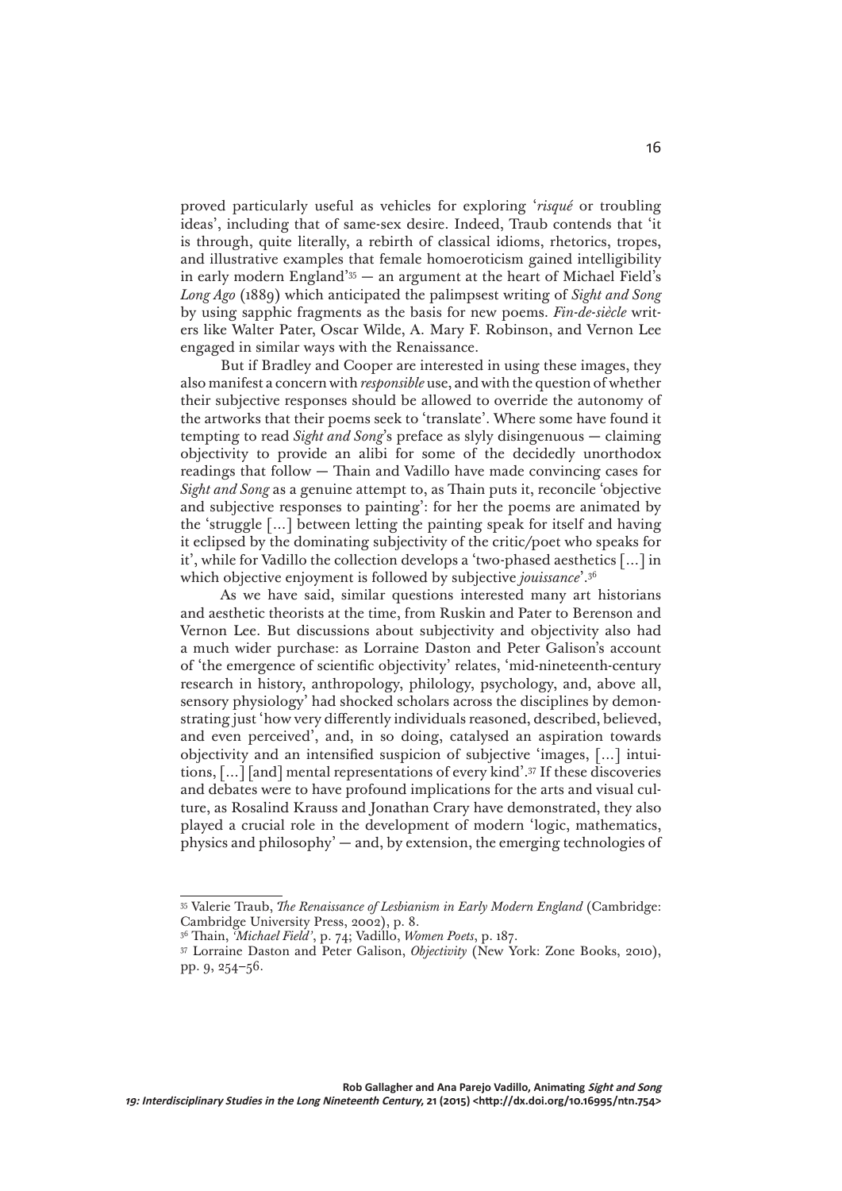proved particularly useful as vehicles for exploring '*risqué* or troubling ideas', including that of same-sex desire. Indeed, Traub contends that 'it is through, quite literally, a rebirth of classical idioms, rhetorics, tropes, and illustrative examples that female homoeroticism gained intelligibility in early modern England'[35] — an argument at the heart of Michael Field's *Long Ago* (1889) which anticipated the palimpsest writing of *Sight and Song* by using sapphic fragments as the basis for new poems. *Fin-de-siècle* writers like Walter Pater, Oscar Wilde, A. Mary F. Robinson, and Vernon Lee engaged in similar ways with the Renaissance.

But if Bradley and Cooper are interested in using these images, they also manifest a concern with *responsible* use, and with the question of whether their subjective responses should be allowed to override the autonomy of the artworks that their poems seek to 'translate'. Where some have found it tempting to read *Sight and Song*'s preface as slyly disingenuous — claiming objectivity to provide an alibi for some of the decidedly unorthodox readings that follow — Thain and Vadillo have made convincing cases for *Sight and Song* as a genuine attempt to, as Thain puts it, reconcile 'objective and subjective responses to painting': for her the poems are animated by the 'struggle [...] between letting the painting speak for itself and having it eclipsed by the dominating subjectivity of the critic/poet who speaks for it', while for Vadillo the collection develops a 'two-phased aesthetics [...] in which objective enjoyment is followed by subjective *jouissance*'.[36]

As we have said, similar questions interested many art historians and aesthetic theorists at the time, from Ruskin and Pater to Berenson and Vernon Lee. But discussions about subjectivity and objectivity also had a much wider purchase: as Lorraine Daston and Peter Galison's account of 'the emergence of scientific objectivity' relates, 'mid-nineteenth-century research in history, anthropology, philology, psychology, and, above all, sensory physiology' had shocked scholars across the disciplines by demonstrating just 'how very differently individuals reasoned, described, believed, and even perceived', and, in so doing, catalysed an aspiration towards objectivity and an intensified suspicion of subjective 'images, [...] intuitions, [...] [and] mental representations of every kind'.[37] If these discoveries and debates were to have profound implications for the arts and visual culture, as Rosalind Krauss and Jonathan Crary have demonstrated, they also played a crucial role in the development of modern 'logic, mathematics, physics and philosophy' — and, by extension, the emerging technologies of

---

[35] Valerie Traub, *The Renaissance of Lesbianism in Early Modern England* (Cambridge: Cambridge University Press, 2002), p. 8.

[36] Thain, *'Michael Field'*, p. 74; Vadillo, *Women Poets*, p. 187.

[37] Lorraine Daston and Peter Galison, *Objectivity* (New York: Zone Books, 2010), pp. 9, 254–56.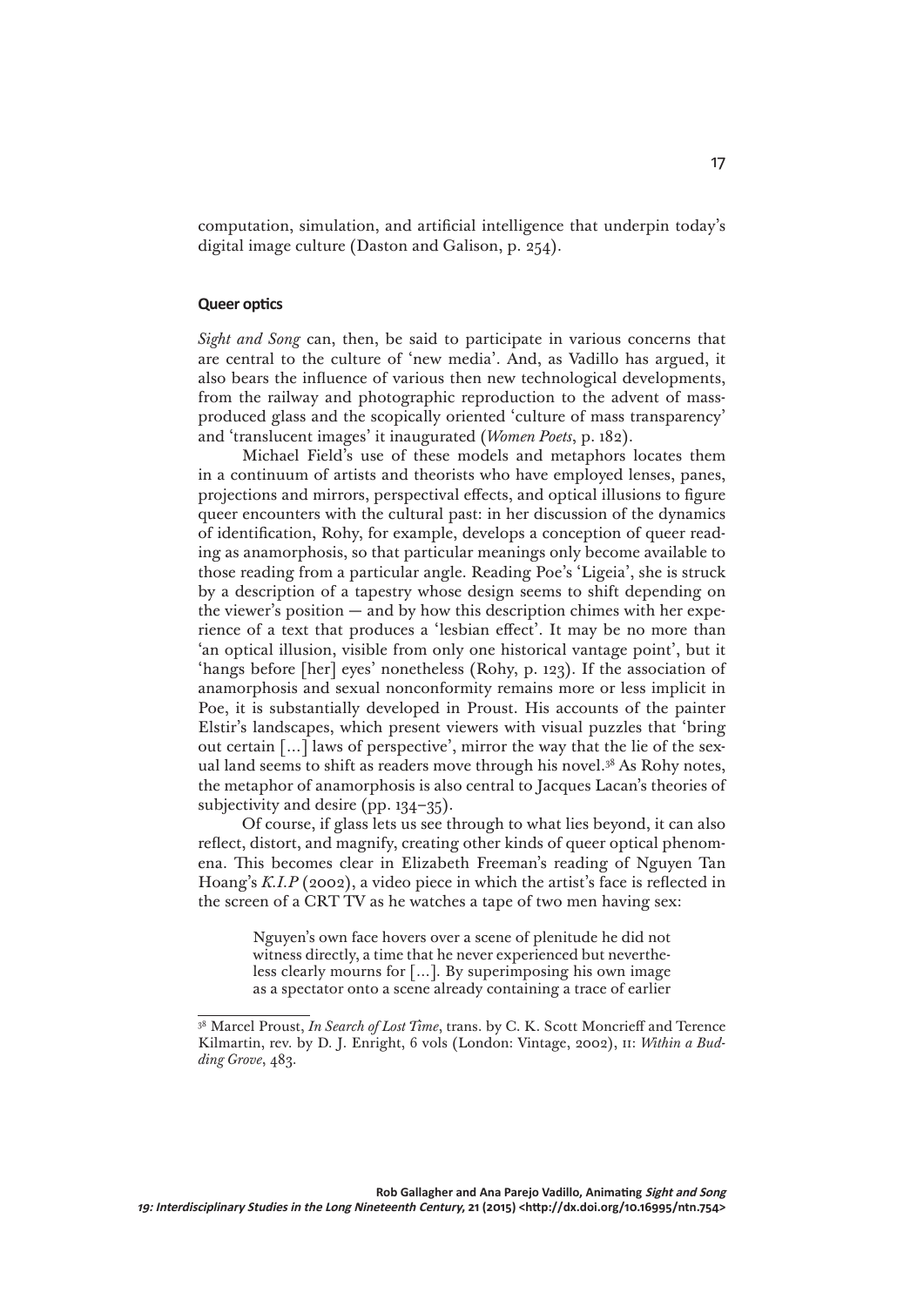computation, simulation, and artificial intelligence that underpin today's digital image culture (Daston and Galison, p. 254).

### Queer optics

*Sight and Song* can, then, be said to participate in various concerns that are central to the culture of 'new media'. And, as Vadillo has argued, it also bears the influence of various then new technological developments, from the railway and photographic reproduction to the advent of mass-produced glass and the scopically oriented 'culture of mass transparency' and 'translucent images' it inaugurated (*Women Poets*, p. 182).

Michael Field's use of these models and metaphors locates them in a continuum of artists and theorists who have employed lenses, panes, projections and mirrors, perspectival effects, and optical illusions to figure queer encounters with the cultural past: in her discussion of the dynamics of identification, Rohy, for example, develops a conception of queer reading as anamorphosis, so that particular meanings only become available to those reading from a particular angle. Reading Poe's 'Ligeia', she is struck by a description of a tapestry whose design seems to shift depending on the viewer's position — and by how this description chimes with her experience of a text that produces a 'lesbian effect'. It may be no more than 'an optical illusion, visible from only one historical vantage point', but it 'hangs before [her] eyes' nonetheless (Rohy, p. 123). If the association of anamorphosis and sexual nonconformity remains more or less implicit in Poe, it is substantially developed in Proust. His accounts of the painter Elstir's landscapes, which present viewers with visual puzzles that 'bring out certain [...] laws of perspective', mirror the way that the lie of the sexual land seems to shift as readers move through his novel.[38] As Rohy notes, the metaphor of anamorphosis is also central to Jacques Lacan's theories of subjectivity and desire (pp. 134–35).

Of course, if glass lets us see through to what lies beyond, it can also reflect, distort, and magnify, creating other kinds of queer optical phenomena. This becomes clear in Elizabeth Freeman's reading of Nguyen Tan Hoang's *K.I.P* (2002), a video piece in which the artist's face is reflected in the screen of a CRT TV as he watches a tape of two men having sex:

> Nguyen's own face hovers over a scene of plenitude he did not witness directly, a time that he never experienced but nevertheless clearly mourns for [...]. By superimposing his own image as a spectator onto a scene already containing a trace of earlier

---

[38] Marcel Proust, *In Search of Lost Time*, trans. by C. K. Scott Moncrieff and Terence Kilmartin, rev. by D. J. Enright, 6 vols (London: Vintage, 2002), II: *Within a Budding Grove*, 483.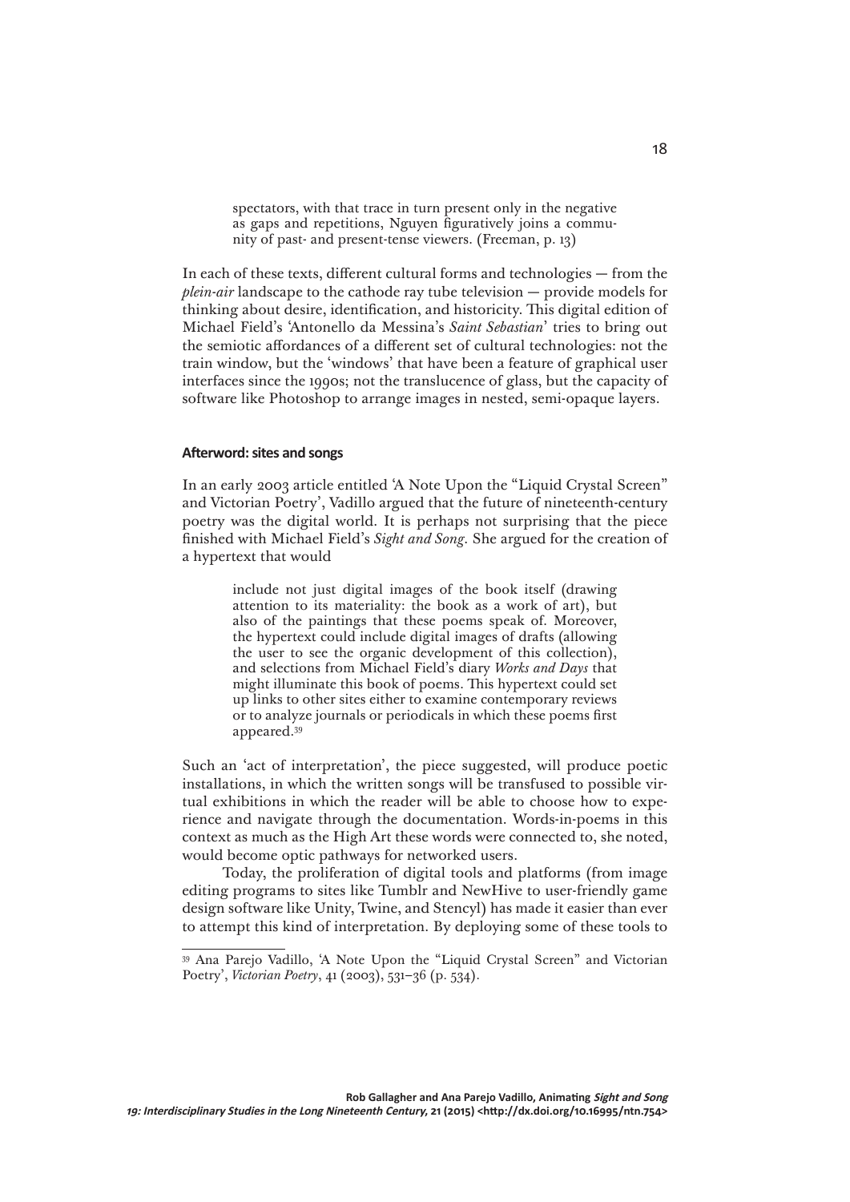> spectators, with that trace in turn present only in the negative as gaps and repetitions, Nguyen figuratively joins a community of past- and present-tense viewers. (Freeman, p. 13)

In each of these texts, different cultural forms and technologies — from the *plein-air* landscape to the cathode ray tube television — provide models for thinking about desire, identification, and historicity. This digital edition of Michael Field's 'Antonello da Messina's *Saint Sebastian*' tries to bring out the semiotic affordances of a different set of cultural technologies: not the train window, but the 'windows' that have been a feature of graphical user interfaces since the 1990s; not the translucence of glass, but the capacity of software like Photoshop to arrange images in nested, semi-opaque layers.

### Afterword: sites and songs

In an early 2003 article entitled 'A Note Upon the "Liquid Crystal Screen" and Victorian Poetry', Vadillo argued that the future of nineteenth-century poetry was the digital world. It is perhaps not surprising that the piece finished with Michael Field's *Sight and Song*. She argued for the creation of a hypertext that would

> include not just digital images of the book itself (drawing attention to its materiality: the book as a work of art), but also of the paintings that these poems speak of. Moreover, the hypertext could include digital images of drafts (allowing the user to see the organic development of this collection), and selections from Michael Field's diary *Works and Days* that might illuminate this book of poems. This hypertext could set up links to other sites either to examine contemporary reviews or to analyze journals or periodicals in which these poems first appeared.[39]

Such an 'act of interpretation', the piece suggested, will produce poetic installations, in which the written songs will be transfused to possible virtual exhibitions in which the reader will be able to choose how to experience and navigate through the documentation. Words-in-poems in this context as much as the High Art these words were connected to, she noted, would become optic pathways for networked users.

Today, the proliferation of digital tools and platforms (from image editing programs to sites like Tumblr and NewHive to user-friendly game design software like Unity, Twine, and Stencyl) has made it easier than ever to attempt this kind of interpretation. By deploying some of these tools to

[39] Ana Parejo Vadillo, 'A Note Upon the "Liquid Crystal Screen" and Victorian Poetry', *Victorian Poetry*, 41 (2003), 531–36 (p. 534).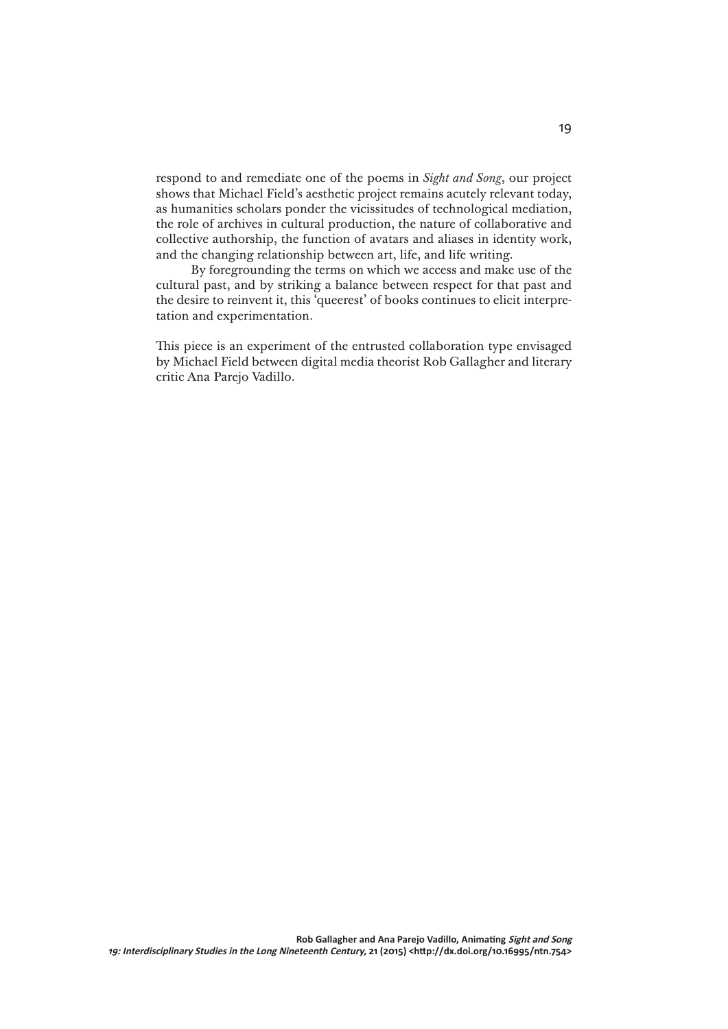respond to and remediate one of the poems in *Sight and Song*, our project shows that Michael Field's aesthetic project remains acutely relevant today, as humanities scholars ponder the vicissitudes of technological mediation, the role of archives in cultural production, the nature of collaborative and collective authorship, the function of avatars and aliases in identity work, and the changing relationship between art, life, and life writing.

By foregrounding the terms on which we access and make use of the cultural past, and by striking a balance between respect for that past and the desire to reinvent it, this 'queerest' of books continues to elicit interpretation and experimentation.

This piece is an experiment of the entrusted collaboration type envisaged by Michael Field between digital media theorist Rob Gallagher and literary critic Ana Parejo Vadillo.